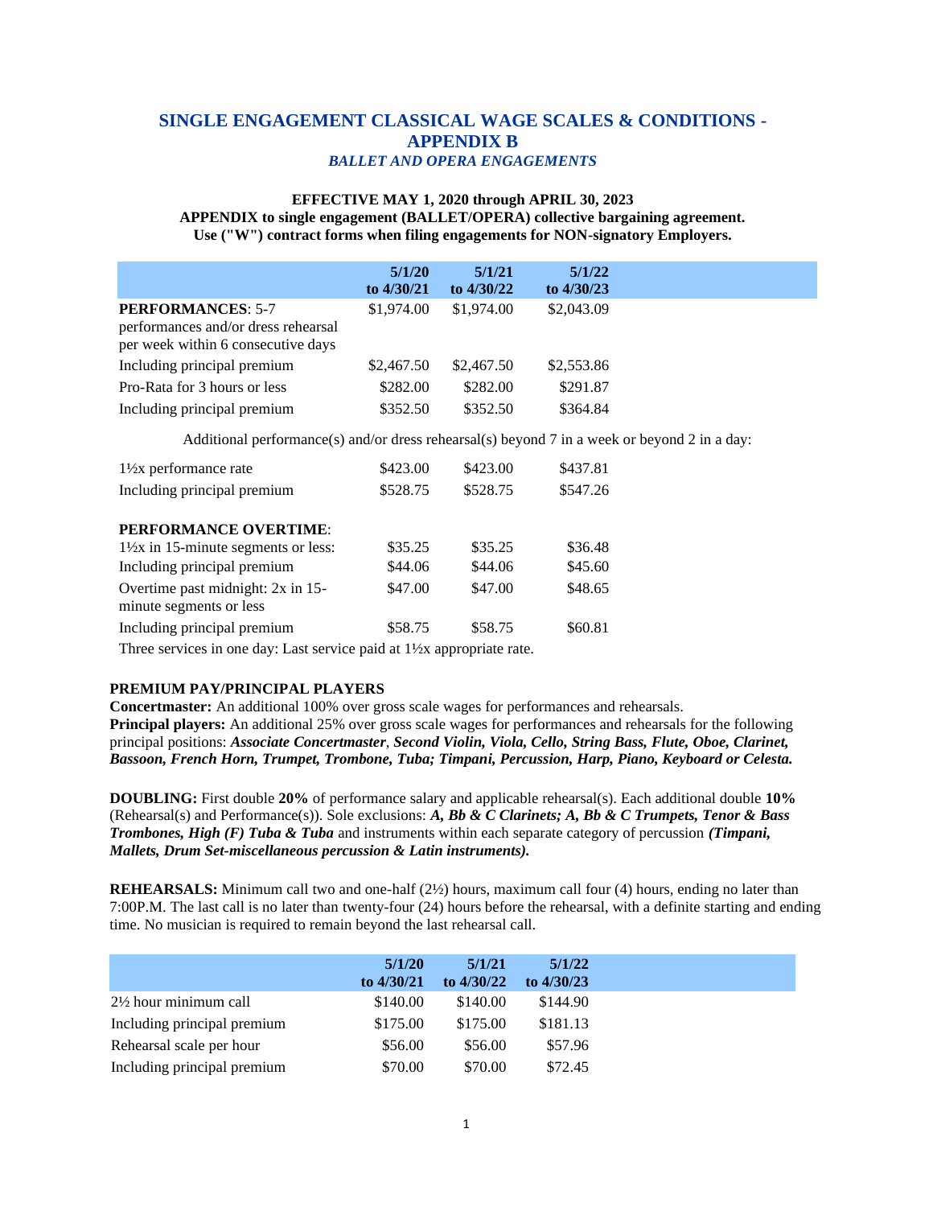# SINGLE ENGAGEMENT CLASSICAL WAGE SCALES & CONDITIONS - APPENDIX B

### *BALLET AND OPERA ENGAGEMENTS*

**EFFECTIVE MAY 1, 2020 through APRIL 30, 2023**
**APPENDIX to single engagement (BALLET/OPERA) collective bargaining agreement.**
**Use ("W") contract forms when filing engagements for NON-signatory Employers.**

| | 5/1/20 to 4/30/21 | 5/1/21 to 4/30/22 | 5/1/22 to 4/30/23 |
|---|---|---|---|
| **PERFORMANCES**: 5-7 performances and/or dress rehearsal per week within 6 consecutive days | $1,974.00 | $1,974.00 | $2,043.09 |
| Including principal premium | $2,467.50 | $2,467.50 | $2,553.86 |
| Pro-Rata for 3 hours or less | $282.00 | $282.00 | $291.87 |
| Including principal premium | $352.50 | $352.50 | $364.84 |
| Additional performance(s) and/or dress rehearsal(s) beyond 7 in a week or beyond 2 in a day: | | | |
| 1½x performance rate | $423.00 | $423.00 | $437.81 |
| Including principal premium | $528.75 | $528.75 | $547.26 |
| **PERFORMANCE OVERTIME**: | | | |
| 1½x in 15-minute segments or less: | $35.25 | $35.25 | $36.48 |
| Including principal premium | $44.06 | $44.06 | $45.60 |
| Overtime past midnight: 2x in 15-minute segments or less | $47.00 | $47.00 | $48.65 |
| Including principal premium | $58.75 | $58.75 | $60.81 |

Three services in one day: Last service paid at 1½x appropriate rate.

**PREMIUM PAY/PRINCIPAL PLAYERS**
**Concertmaster:** An additional 100% over gross scale wages for performances and rehearsals.
**Principal players:** An additional 25% over gross scale wages for performances and rehearsals for the following principal positions: ***Associate Concertmaster***, ***Second Violin, Viola, Cello, String Bass, Flute, Oboe, Clarinet, Bassoon, French Horn, Trumpet, Trombone, Tuba; Timpani, Percussion, Harp, Piano, Keyboard or Celesta.***

**DOUBLING:** First double **20%** of performance salary and applicable rehearsal(s). Each additional double **10%** (Rehearsal(s) and Performance(s)). Sole exclusions: ***A, Bb & C Clarinets; A, Bb & C Trumpets, Tenor & Bass Trombones, High (F) Tuba & Tuba*** and instruments within each separate category of percussion ***(Timpani, Mallets, Drum Set-miscellaneous percussion & Latin instruments).***

**REHEARSALS:** Minimum call two and one-half (2½) hours, maximum call four (4) hours, ending no later than 7:00P.M. The last call is no later than twenty-four (24) hours before the rehearsal, with a definite starting and ending time. No musician is required to remain beyond the last rehearsal call.

| | 5/1/20 to 4/30/21 | 5/1/21 to 4/30/22 | 5/1/22 to 4/30/23 |
|---|---|---|---|
| 2½ hour minimum call | $140.00 | $140.00 | $144.90 |
| Including principal premium | $175.00 | $175.00 | $181.13 |
| Rehearsal scale per hour | $56.00 | $56.00 | $57.96 |
| Including principal premium | $70.00 | $70.00 | $72.45 |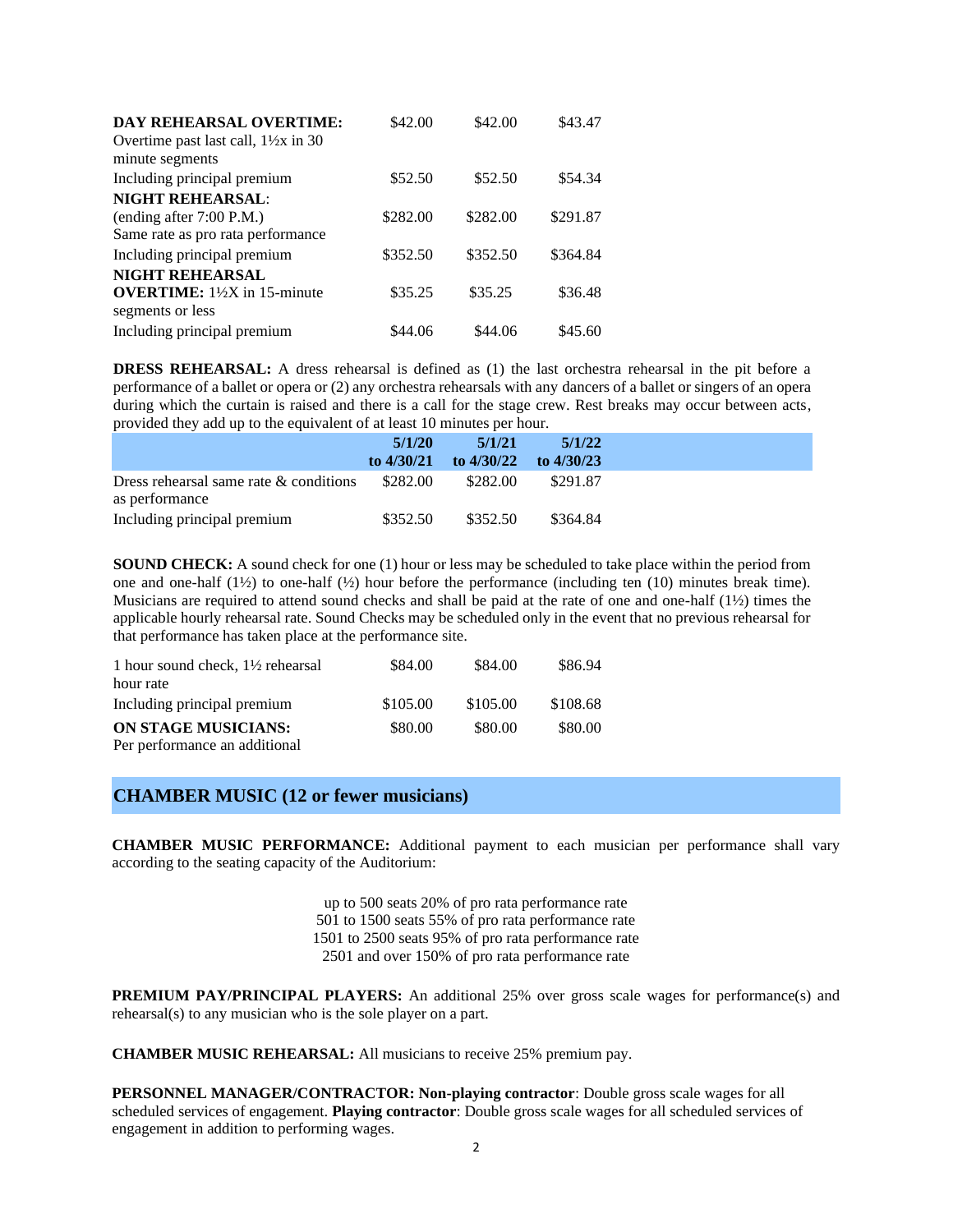| | | | |
|---|---|---|---|
| **DAY REHEARSAL OVERTIME:** Overtime past last call, 1½x in 30 minute segments | $42.00 | $42.00 | $43.47 |
| Including principal premium | $52.50 | $52.50 | $54.34 |
| **NIGHT REHEARSAL**: (ending after 7:00 P.M.) Same rate as pro rata performance | $282.00 | $282.00 | $291.87 |
| Including principal premium | $352.50 | $352.50 | $364.84 |
| **NIGHT REHEARSAL OVERTIME:** 1½X in 15-minute segments or less | $35.25 | $35.25 | $36.48 |
| Including principal premium | $44.06 | $44.06 | $45.60 |

**DRESS REHEARSAL:** A dress rehearsal is defined as (1) the last orchestra rehearsal in the pit before a performance of a ballet or opera or (2) any orchestra rehearsals with any dancers of a ballet or singers of an opera during which the curtain is raised and there is a call for the stage crew. Rest breaks may occur between acts, provided they add up to the equivalent of at least 10 minutes per hour.

| | 5/1/20 to 4/30/21 | 5/1/21 to 4/30/22 | 5/1/22 to 4/30/23 |
|---|---|---|---|
| Dress rehearsal same rate & conditions as performance | $282.00 | $282.00 | $291.87 |
| Including principal premium | $352.50 | $352.50 | $364.84 |

**SOUND CHECK:** A sound check for one (1) hour or less may be scheduled to take place within the period from one and one-half (1½) to one-half (½) hour before the performance (including ten (10) minutes break time). Musicians are required to attend sound checks and shall be paid at the rate of one and one-half (1½) times the applicable hourly rehearsal rate. Sound Checks may be scheduled only in the event that no previous rehearsal for that performance has taken place at the performance site.

| | | | |
|---|---|---|---|
| 1 hour sound check, 1½ rehearsal hour rate | $84.00 | $84.00 | $86.94 |
| Including principal premium | $105.00 | $105.00 | $108.68 |
| **ON STAGE MUSICIANS:** Per performance an additional | $80.00 | $80.00 | $80.00 |

## CHAMBER MUSIC (12 or fewer musicians)

**CHAMBER MUSIC PERFORMANCE:** Additional payment to each musician per performance shall vary according to the seating capacity of the Auditorium:

up to 500 seats 20% of pro rata performance rate
501 to 1500 seats 55% of pro rata performance rate
1501 to 2500 seats 95% of pro rata performance rate
2501 and over 150% of pro rata performance rate

**PREMIUM PAY/PRINCIPAL PLAYERS:** An additional 25% over gross scale wages for performance(s) and rehearsal(s) to any musician who is the sole player on a part.

**CHAMBER MUSIC REHEARSAL:** All musicians to receive 25% premium pay.

**PERSONNEL MANAGER/CONTRACTOR: Non-playing contractor**: Double gross scale wages for all scheduled services of engagement. **Playing contractor**: Double gross scale wages for all scheduled services of engagement in addition to performing wages.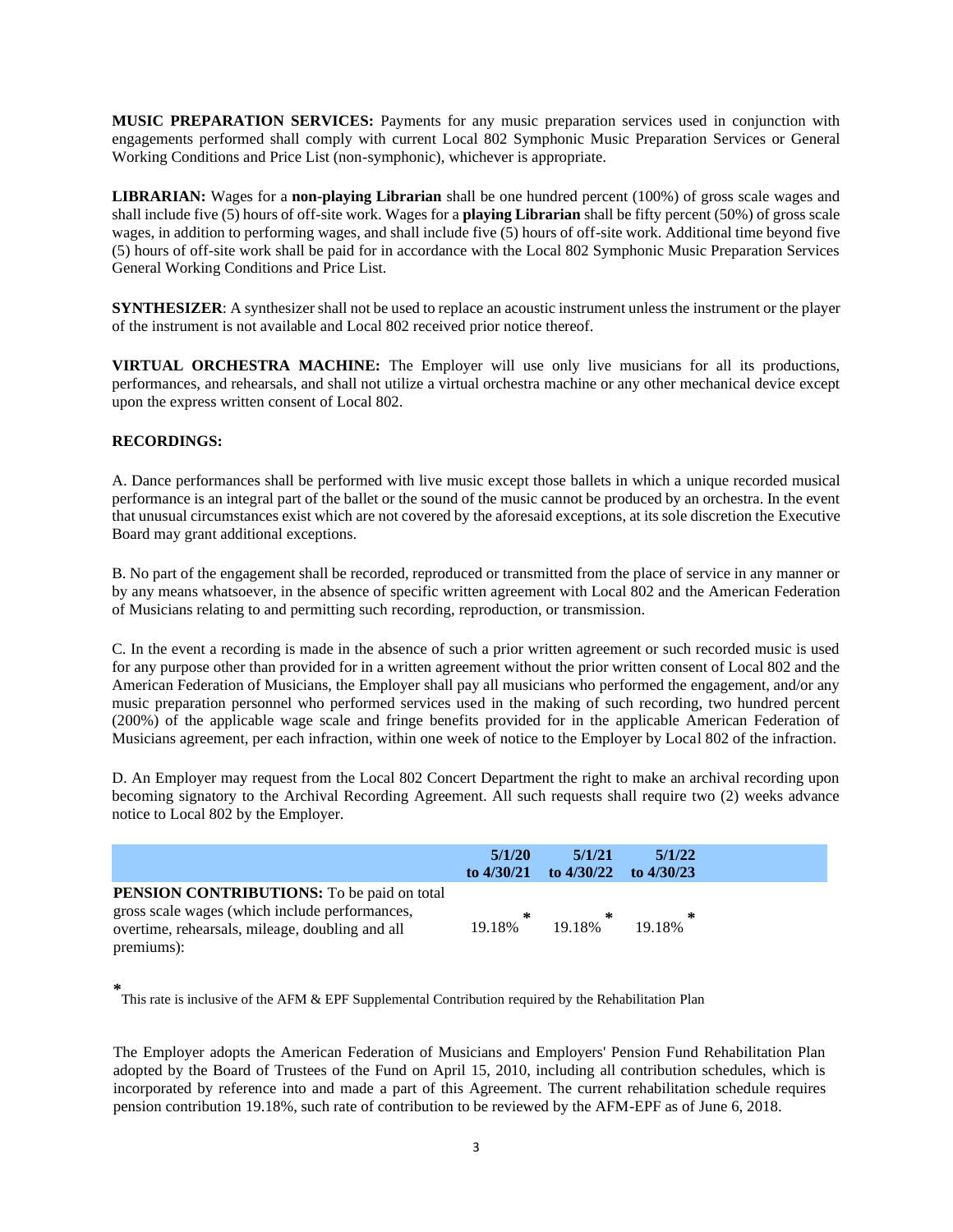**MUSIC PREPARATION SERVICES:** Payments for any music preparation services used in conjunction with engagements performed shall comply with current Local 802 Symphonic Music Preparation Services or General Working Conditions and Price List (non-symphonic), whichever is appropriate.

**LIBRARIAN:** Wages for a **non-playing Librarian** shall be one hundred percent (100%) of gross scale wages and shall include five (5) hours of off-site work. Wages for a **playing Librarian** shall be fifty percent (50%) of gross scale wages, in addition to performing wages, and shall include five (5) hours of off-site work. Additional time beyond five (5) hours of off-site work shall be paid for in accordance with the Local 802 Symphonic Music Preparation Services General Working Conditions and Price List.

**SYNTHESIZER**: A synthesizer shall not be used to replace an acoustic instrument unless the instrument or the player of the instrument is not available and Local 802 received prior notice thereof.

**VIRTUAL ORCHESTRA MACHINE:** The Employer will use only live musicians for all its productions, performances, and rehearsals, and shall not utilize a virtual orchestra machine or any other mechanical device except upon the express written consent of Local 802.

**RECORDINGS:**

A. Dance performances shall be performed with live music except those ballets in which a unique recorded musical performance is an integral part of the ballet or the sound of the music cannot be produced by an orchestra. In the event that unusual circumstances exist which are not covered by the aforesaid exceptions, at its sole discretion the Executive Board may grant additional exceptions.

B. No part of the engagement shall be recorded, reproduced or transmitted from the place of service in any manner or by any means whatsoever, in the absence of specific written agreement with Local 802 and the American Federation of Musicians relating to and permitting such recording, reproduction, or transmission.

C. In the event a recording is made in the absence of such a prior written agreement or such recorded music is used for any purpose other than provided for in a written agreement without the prior written consent of Local 802 and the American Federation of Musicians, the Employer shall pay all musicians who performed the engagement, and/or any music preparation personnel who performed services used in the making of such recording, two hundred percent (200%) of the applicable wage scale and fringe benefits provided for in the applicable American Federation of Musicians agreement, per each infraction, within one week of notice to the Employer by Local 802 of the infraction.

D. An Employer may request from the Local 802 Concert Department the right to make an archival recording upon becoming signatory to the Archival Recording Agreement. All such requests shall require two (2) weeks advance notice to Local 802 by the Employer.

| | 5/1/20 to 4/30/21 | 5/1/21 to 4/30/22 | 5/1/22 to 4/30/23 |
|---|---|---|---|
| **PENSION CONTRIBUTIONS:** To be paid on total gross scale wages (which include performances, overtime, rehearsals, mileage, doubling and all premiums): | 19.18%* | 19.18%* | 19.18%* |

* This rate is inclusive of the AFM & EPF Supplemental Contribution required by the Rehabilitation Plan

The Employer adopts the American Federation of Musicians and Employers' Pension Fund Rehabilitation Plan adopted by the Board of Trustees of the Fund on April 15, 2010, including all contribution schedules, which is incorporated by reference into and made a part of this Agreement. The current rehabilitation schedule requires pension contribution 19.18%, such rate of contribution to be reviewed by the AFM-EPF as of June 6, 2018.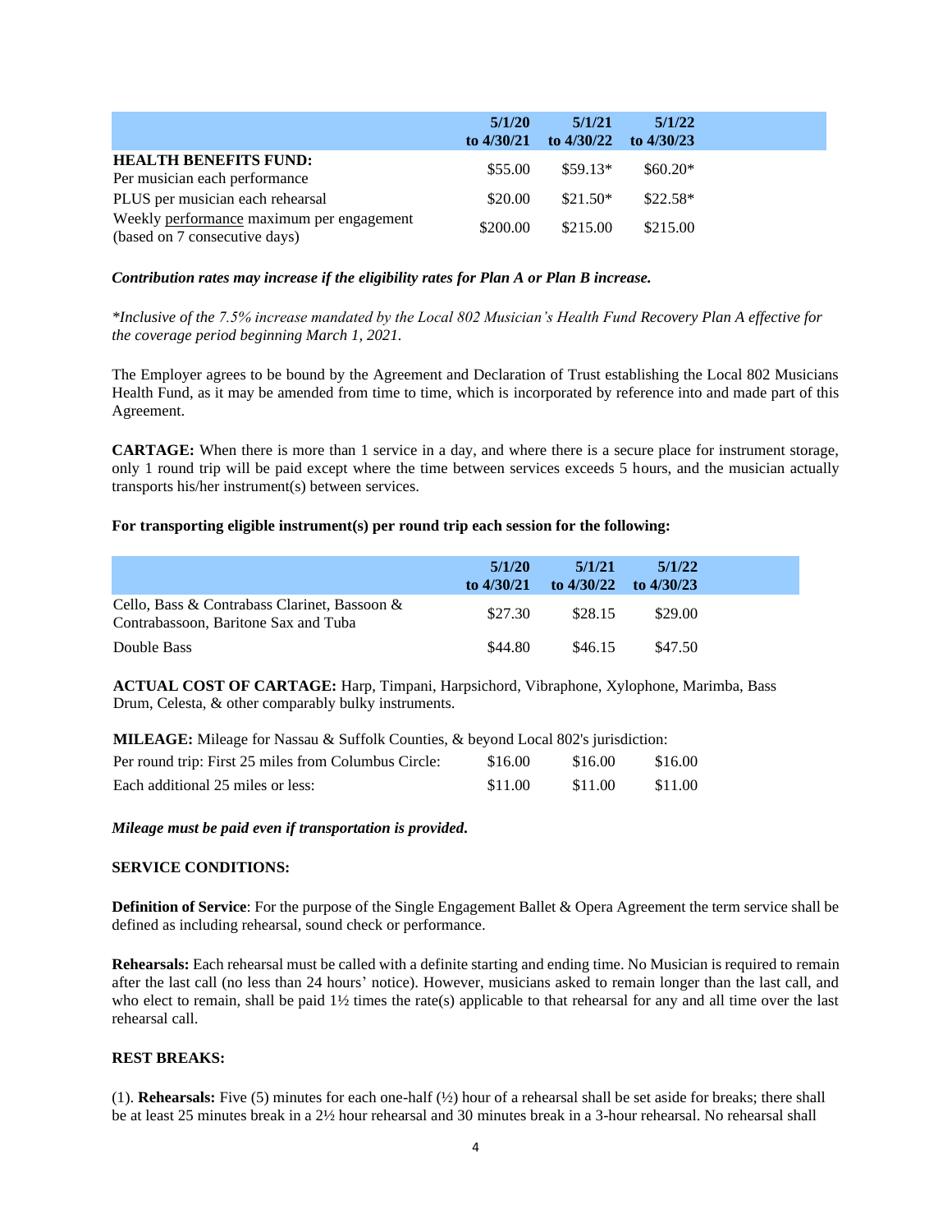| | 5/1/20 to 4/30/21 | 5/1/21 to 4/30/22 | 5/1/22 to 4/30/23 |
|---|---|---|---|
| **HEALTH BENEFITS FUND:** Per musician each performance | $55.00 | $59.13* | $60.20* |
| PLUS per musician each rehearsal | $20.00 | $21.50* | $22.58* |
| Weekly performance maximum per engagement (based on 7 consecutive days) | $200.00 | $215.00 | $215.00 |

***Contribution rates may increase if the eligibility rates for Plan A or Plan B increase.***

*\*Inclusive of the 7.5% increase mandated by the Local 802 Musician's Health Fund Recovery Plan A effective for the coverage period beginning March 1, 2021.*

The Employer agrees to be bound by the Agreement and Declaration of Trust establishing the Local 802 Musicians Health Fund, as it may be amended from time to time, which is incorporated by reference into and made part of this Agreement.

**CARTAGE:** When there is more than 1 service in a day, and where there is a secure place for instrument storage, only 1 round trip will be paid except where the time between services exceeds 5 hours, and the musician actually transports his/her instrument(s) between services.

**For transporting eligible instrument(s) per round trip each session for the following:**

| | 5/1/20 to 4/30/21 | 5/1/21 to 4/30/22 | 5/1/22 to 4/30/23 |
|---|---|---|---|
| Cello, Bass & Contrabass Clarinet, Bassoon & Contrabassoon, Baritone Sax and Tuba | $27.30 | $28.15 | $29.00 |
| Double Bass | $44.80 | $46.15 | $47.50 |

**ACTUAL COST OF CARTAGE:** Harp, Timpani, Harpsichord, Vibraphone, Xylophone, Marimba, Bass Drum, Celesta, & other comparably bulky instruments.

**MILEAGE:** Mileage for Nassau & Suffolk Counties, & beyond Local 802's jurisdiction:

| | | | |
|---|---|---|---|
| Per round trip: First 25 miles from Columbus Circle: | $16.00 | $16.00 | $16.00 |
| Each additional 25 miles or less: | $11.00 | $11.00 | $11.00 |

***Mileage must be paid even if transportation is provided.***

**SERVICE CONDITIONS:**

**Definition of Service**: For the purpose of the Single Engagement Ballet & Opera Agreement the term service shall be defined as including rehearsal, sound check or performance.

**Rehearsals:** Each rehearsal must be called with a definite starting and ending time. No Musician is required to remain after the last call (no less than 24 hours' notice). However, musicians asked to remain longer than the last call, and who elect to remain, shall be paid 1½ times the rate(s) applicable to that rehearsal for any and all time over the last rehearsal call.

**REST BREAKS:**

(1). **Rehearsals:** Five (5) minutes for each one-half (½) hour of a rehearsal shall be set aside for breaks; there shall be at least 25 minutes break in a 2½ hour rehearsal and 30 minutes break in a 3-hour rehearsal. No rehearsal shall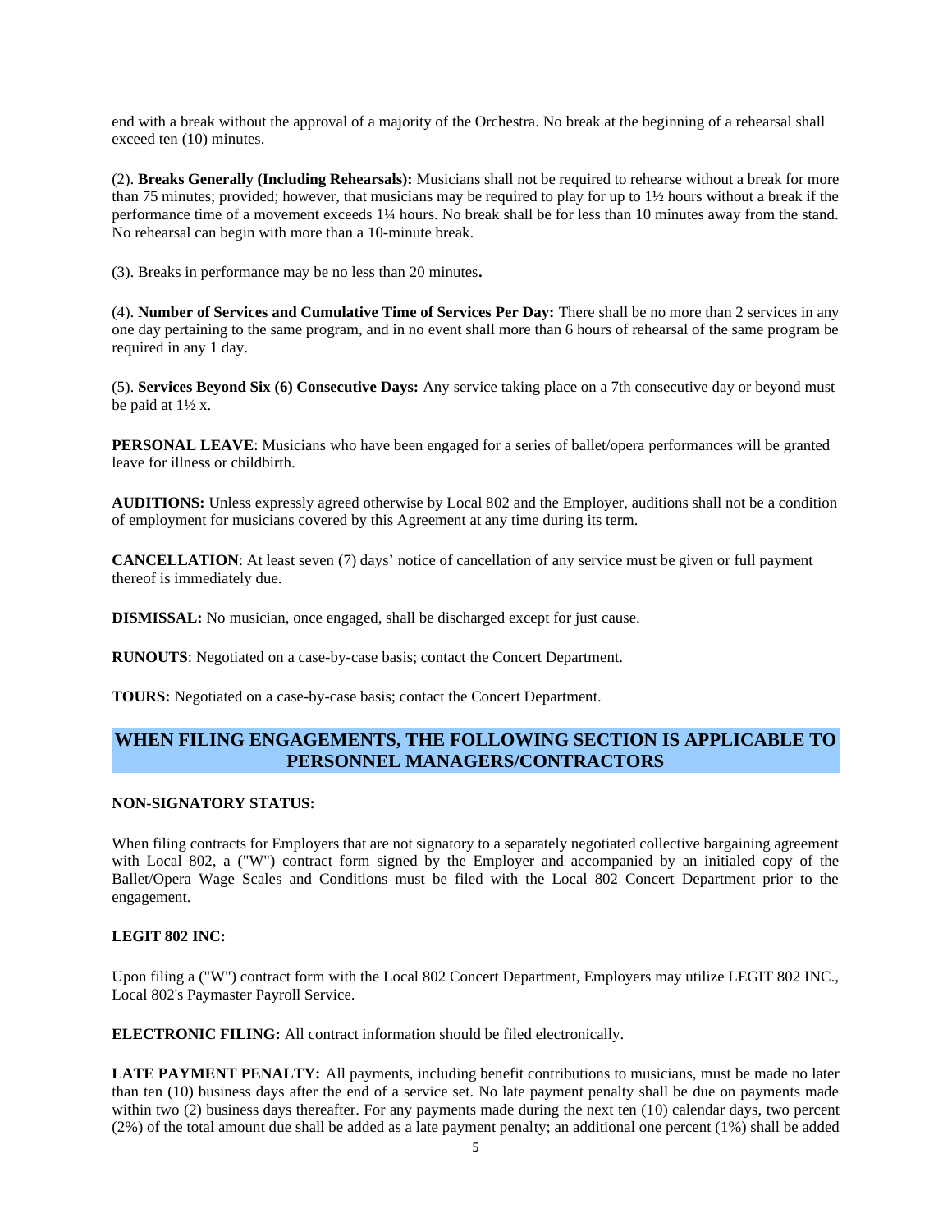end with a break without the approval of a majority of the Orchestra. No break at the beginning of a rehearsal shall exceed ten (10) minutes.

(2). **Breaks Generally (Including Rehearsals):** Musicians shall not be required to rehearse without a break for more than 75 minutes; provided; however, that musicians may be required to play for up to 1½ hours without a break if the performance time of a movement exceeds 1¼ hours. No break shall be for less than 10 minutes away from the stand. No rehearsal can begin with more than a 10-minute break.

(3). Breaks in performance may be no less than 20 minutes**.**

(4). **Number of Services and Cumulative Time of Services Per Day:** There shall be no more than 2 services in any one day pertaining to the same program, and in no event shall more than 6 hours of rehearsal of the same program be required in any 1 day.

(5). **Services Beyond Six (6) Consecutive Days:** Any service taking place on a 7th consecutive day or beyond must be paid at 1½ x.

**PERSONAL LEAVE**: Musicians who have been engaged for a series of ballet/opera performances will be granted leave for illness or childbirth.

**AUDITIONS:** Unless expressly agreed otherwise by Local 802 and the Employer, auditions shall not be a condition of employment for musicians covered by this Agreement at any time during its term.

**CANCELLATION**: At least seven (7) days' notice of cancellation of any service must be given or full payment thereof is immediately due.

**DISMISSAL:** No musician, once engaged, shall be discharged except for just cause.

**RUNOUTS**: Negotiated on a case-by-case basis; contact the Concert Department.

**TOURS:** Negotiated on a case-by-case basis; contact the Concert Department.

## WHEN FILING ENGAGEMENTS, THE FOLLOWING SECTION IS APPLICABLE TO PERSONNEL MANAGERS/CONTRACTORS

**NON-SIGNATORY STATUS:**

When filing contracts for Employers that are not signatory to a separately negotiated collective bargaining agreement with Local 802, a ("W") contract form signed by the Employer and accompanied by an initialed copy of the Ballet/Opera Wage Scales and Conditions must be filed with the Local 802 Concert Department prior to the engagement.

**LEGIT 802 INC:**

Upon filing a ("W") contract form with the Local 802 Concert Department, Employers may utilize LEGIT 802 INC., Local 802's Paymaster Payroll Service.

**ELECTRONIC FILING:** All contract information should be filed electronically.

**LATE PAYMENT PENALTY:** All payments, including benefit contributions to musicians, must be made no later than ten (10) business days after the end of a service set. No late payment penalty shall be due on payments made within two (2) business days thereafter. For any payments made during the next ten (10) calendar days, two percent (2%) of the total amount due shall be added as a late payment penalty; an additional one percent (1%) shall be added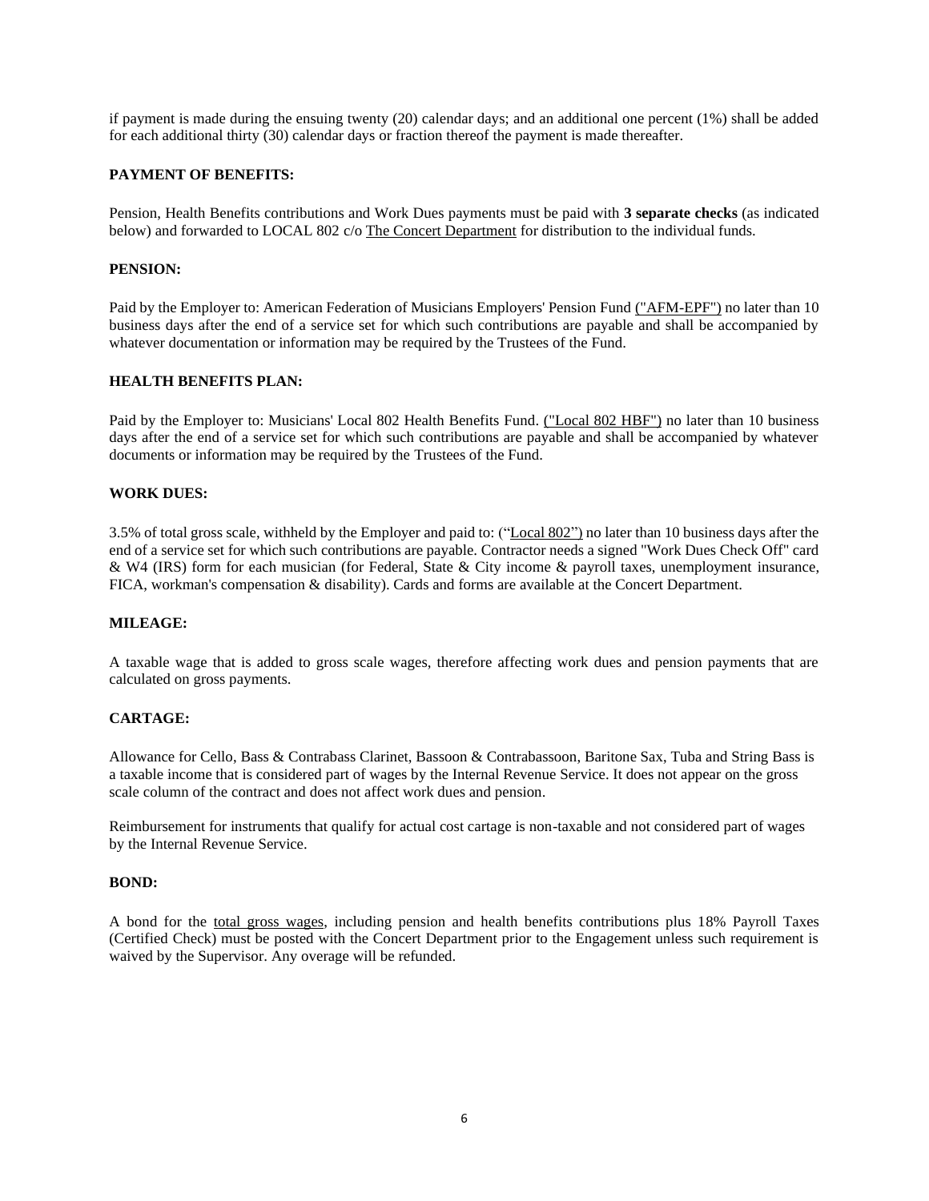if payment is made during the ensuing twenty (20) calendar days; and an additional one percent (1%) shall be added for each additional thirty (30) calendar days or fraction thereof the payment is made thereafter.

**PAYMENT OF BENEFITS:**

Pension, Health Benefits contributions and Work Dues payments must be paid with **3 separate checks** (as indicated below) and forwarded to LOCAL 802 c/o The Concert Department for distribution to the individual funds.

**PENSION:**

Paid by the Employer to: American Federation of Musicians Employers' Pension Fund ("AFM-EPF") no later than 10 business days after the end of a service set for which such contributions are payable and shall be accompanied by whatever documentation or information may be required by the Trustees of the Fund.

**HEALTH BENEFITS PLAN:**

Paid by the Employer to: Musicians' Local 802 Health Benefits Fund. ("Local 802 HBF") no later than 10 business days after the end of a service set for which such contributions are payable and shall be accompanied by whatever documents or information may be required by the Trustees of the Fund.

**WORK DUES:**

3.5% of total gross scale, withheld by the Employer and paid to: ("Local 802") no later than 10 business days after the end of a service set for which such contributions are payable. Contractor needs a signed "Work Dues Check Off" card & W4 (IRS) form for each musician (for Federal, State & City income & payroll taxes, unemployment insurance, FICA, workman's compensation & disability). Cards and forms are available at the Concert Department.

**MILEAGE:**

A taxable wage that is added to gross scale wages, therefore affecting work dues and pension payments that are calculated on gross payments.

**CARTAGE:**

Allowance for Cello, Bass & Contrabass Clarinet, Bassoon & Contrabassoon, Baritone Sax, Tuba and String Bass is a taxable income that is considered part of wages by the Internal Revenue Service. It does not appear on the gross scale column of the contract and does not affect work dues and pension.

Reimbursement for instruments that qualify for actual cost cartage is non-taxable and not considered part of wages by the Internal Revenue Service.

**BOND:**

A bond for the total gross wages, including pension and health benefits contributions plus 18% Payroll Taxes (Certified Check) must be posted with the Concert Department prior to the Engagement unless such requirement is waived by the Supervisor. Any overage will be refunded.